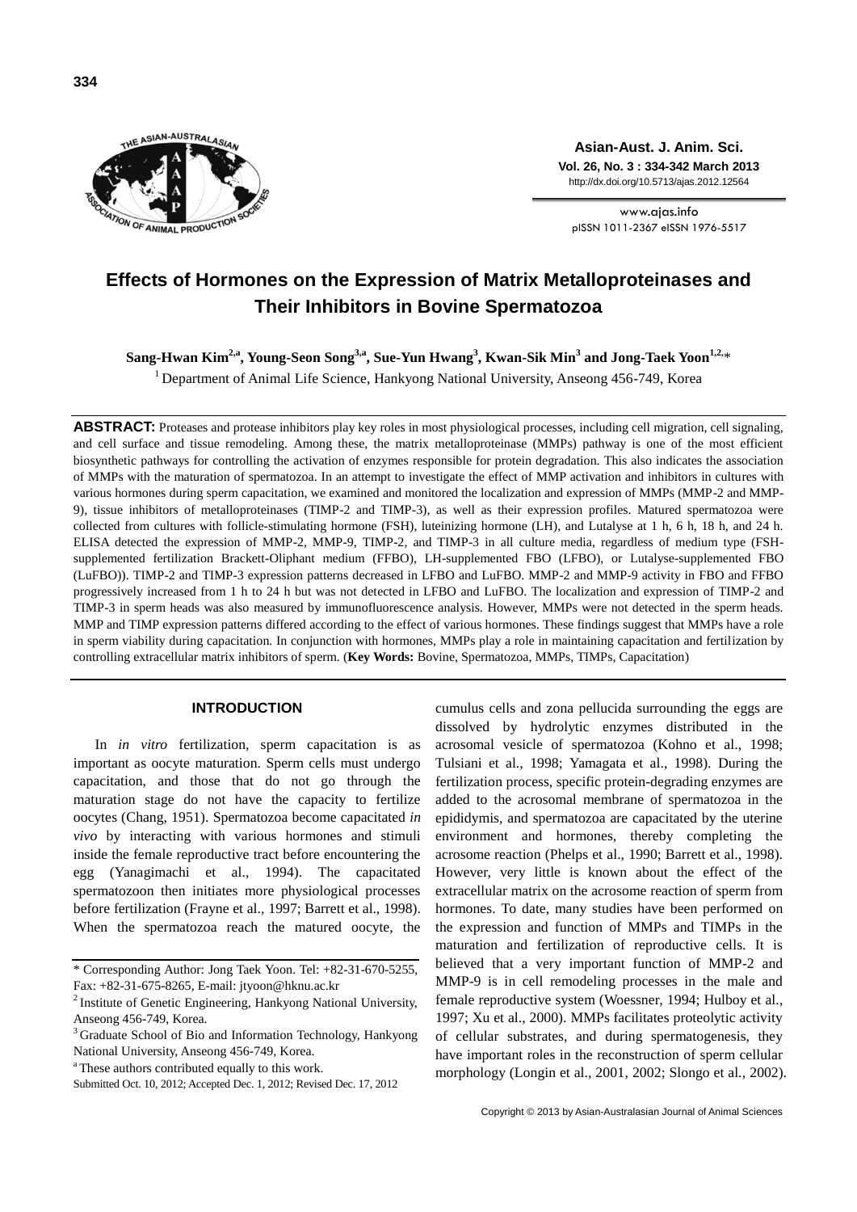# Effects of Hormones on the Expression of Matrix Metalloproteinases and Their Inhibitors in Bovine Spermatozoa

**Sang-Hwan Kim[2,a], Young-Seon Song[3,a], Sue-Yun Hwang[3], Kwan-Sik Min[3] and Jong-Taek Yoon[1,2,]***

[1] Department of Animal Life Science, Hankyong National University, Anseong 456-749, Korea

**ABSTRACT:** Proteases and protease inhibitors play key roles in most physiological processes, including cell migration, cell signaling, and cell surface and tissue remodeling. Among these, the matrix metalloproteinase (MMPs) pathway is one of the most efficient biosynthetic pathways for controlling the activation of enzymes responsible for protein degradation. This also indicates the association of MMPs with the maturation of spermatozoa. In an attempt to investigate the effect of MMP activation and inhibitors in cultures with various hormones during sperm capacitation, we examined and monitored the localization and expression of MMPs (MMP-2 and MMP-9), tissue inhibitors of metalloproteinases (TIMP-2 and TIMP-3), as well as their expression profiles. Matured spermatozoa were collected from cultures with follicle-stimulating hormone (FSH), luteinizing hormone (LH), and Lutalyse at 1 h, 6 h, 18 h, and 24 h. ELISA detected the expression of MMP-2, MMP-9, TIMP-2, and TIMP-3 in all culture media, regardless of medium type (FSH-supplemented fertilization Brackett-Oliphant medium (FFBO), LH-supplemented FBO (LFBO), or Lutalyse-supplemented FBO (LuFBO)). TIMP-2 and TIMP-3 expression patterns decreased in LFBO and LuFBO. MMP-2 and MMP-9 activity in FBO and FFBO progressively increased from 1 h to 24 h but was not detected in LFBO and LuFBO. The localization and expression of TIMP-2 and TIMP-3 in sperm heads was also measured by immunofluorescence analysis. However, MMPs were not detected in the sperm heads. MMP and TIMP expression patterns differed according to the effect of various hormones. These findings suggest that MMPs have a role in sperm viability during capacitation. In conjunction with hormones, MMPs play a role in maintaining capacitation and fertilization by controlling extracellular matrix inhibitors of sperm. (**Key Words:** Bovine, Spermatozoa, MMPs, TIMPs, Capacitation)

## INTRODUCTION

In *in vitro* fertilization, sperm capacitation is as important as oocyte maturation. Sperm cells must undergo capacitation, and those that do not go through the maturation stage do not have the capacity to fertilize oocytes (Chang, 1951). Spermatozoa become capacitated *in vivo* by interacting with various hormones and stimuli inside the female reproductive tract before encountering the egg (Yanagimachi et al., 1994). The capacitated spermatozoon then initiates more physiological processes before fertilization (Frayne et al., 1997; Barrett et al., 1998). When the spermatozoa reach the matured oocyte, the cumulus cells and zona pellucida surrounding the eggs are dissolved by hydrolytic enzymes distributed in the acrosomal vesicle of spermatozoa (Kohno et al., 1998; Tulsiani et al., 1998; Yamagata et al., 1998). During the fertilization process, specific protein-degrading enzymes are added to the acrosomal membrane of spermatozoa in the epididymis, and spermatozoa are capacitated by the uterine environment and hormones, thereby completing the acrosome reaction (Phelps et al., 1990; Barrett et al., 1998). However, very little is known about the effect of the extracellular matrix on the acrosome reaction of sperm from hormones. To date, many studies have been performed on the expression and function of MMPs and TIMPs in the maturation and fertilization of reproductive cells. It is believed that a very important function of MMP-2 and MMP-9 is in cell remodeling processes in the male and female reproductive system (Woessner, 1994; Hulboy et al., 1997; Xu et al., 2000). MMPs facilitates proteolytic activity of cellular substrates, and during spermatogenesis, they have important roles in the reconstruction of sperm cellular morphology (Longin et al., 2001, 2002; Slongo et al., 2002).

---

\* Corresponding Author: Jong Taek Yoon. Tel: +82-31-670-5255, Fax: +82-31-675-8265, E-mail: jtyoon@hknu.ac.kr

[2] Institute of Genetic Engineering, Hankyong National University, Anseong 456-749, Korea.

[3] Graduate School of Bio and Information Technology, Hankyong National University, Anseong 456-749, Korea.

[a] These authors contributed equally to this work.

Submitted Oct. 10, 2012; Accepted Dec. 1, 2012; Revised Dec. 17, 2012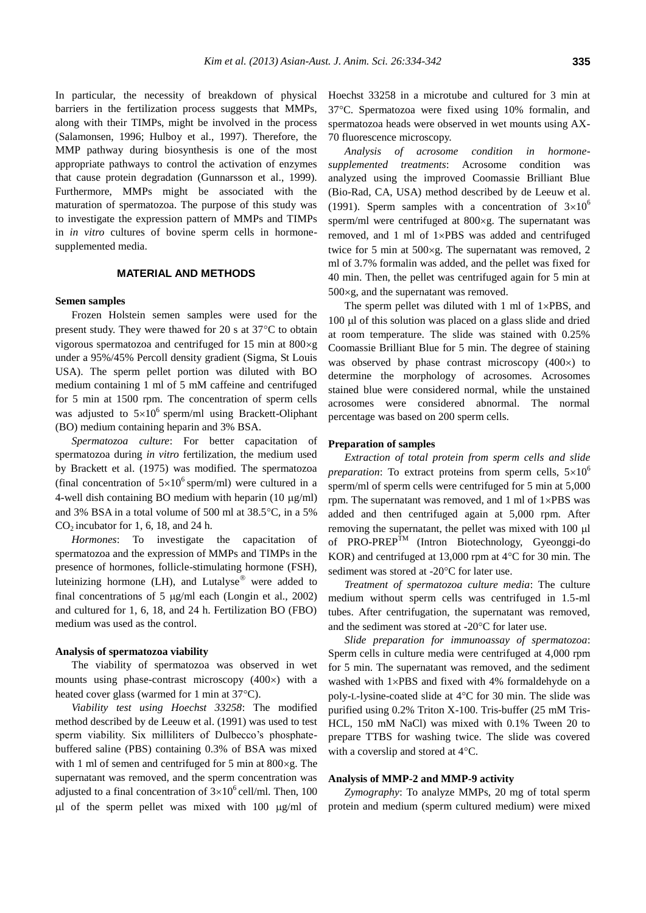In particular, the necessity of breakdown of physical barriers in the fertilization process suggests that MMPs, along with their TIMPs, might be involved in the process (Salamonsen, 1996; Hulboy et al., 1997). Therefore, the MMP pathway during biosynthesis is one of the most appropriate pathways to control the activation of enzymes that cause protein degradation (Gunnarsson et al., 1999). Furthermore, MMPs might be associated with the maturation of spermatozoa. The purpose of this study was to investigate the expression pattern of MMPs and TIMPs in *in vitro* cultures of bovine sperm cells in hormone-supplemented media.

## MATERIAL AND METHODS

### Semen samples

Frozen Holstein semen samples were used for the present study. They were thawed for 20 s at 37°C to obtain vigorous spermatozoa and centrifuged for 15 min at 800×g under a 95%/45% Percoll density gradient (Sigma, St Louis USA). The sperm pellet portion was diluted with BO medium containing 1 ml of 5 mM caffeine and centrifuged for 5 min at 1500 rpm. The concentration of sperm cells was adjusted to $5\times10^6$ sperm/ml using Brackett-Oliphant (BO) medium containing heparin and 3% BSA.

*Spermatozoa culture*: For better capacitation of spermatozoa during *in vitro* fertilization, the medium used by Brackett et al. (1975) was modified. The spermatozoa (final concentration of $5\times10^6$ sperm/ml) were cultured in a 4-well dish containing BO medium with heparin (10 μg/ml) and 3% BSA in a total volume of 500 ml at 38.5°C, in a 5% $CO_2$ incubator for 1, 6, 18, and 24 h.

*Hormones*: To investigate the capacitation of spermatozoa and the expression of MMPs and TIMPs in the presence of hormones, follicle-stimulating hormone (FSH), luteinizing hormone (LH), and Lutalyse® were added to final concentrations of 5 μg/ml each (Longin et al., 2002) and cultured for 1, 6, 18, and 24 h. Fertilization BO (FBO) medium was used as the control.

### Analysis of spermatozoa viability

The viability of spermatozoa was observed in wet mounts using phase-contrast microscopy (400×) with a heated cover glass (warmed for 1 min at 37°C).

*Viability test using Hoechst 33258*: The modified method described by de Leeuw et al. (1991) was used to test sperm viability. Six milliliters of Dulbecco's phosphate-buffered saline (PBS) containing 0.3% of BSA was mixed with 1 ml of semen and centrifuged for 5 min at 800×g. The supernatant was removed, and the sperm concentration was adjusted to a final concentration of $3\times10^6$ cell/ml. Then, 100 μl of the sperm pellet was mixed with 100 μg/ml of Hoechst 33258 in a microtube and cultured for 3 min at 37°C. Spermatozoa were fixed using 10% formalin, and spermatozoa heads were observed in wet mounts using AX-70 fluorescence microscopy.

*Analysis of acrosome condition in hormone-supplemented treatments*: Acrosome condition was analyzed using the improved Coomassie Brilliant Blue (Bio-Rad, CA, USA) method described by de Leeuw et al. (1991). Sperm samples with a concentration of $3\times10^6$ sperm/ml were centrifuged at 800×g. The supernatant was removed, and 1 ml of 1×PBS was added and centrifuged twice for 5 min at 500×g. The supernatant was removed, 2 ml of 3.7% formalin was added, and the pellet was fixed for 40 min. Then, the pellet was centrifuged again for 5 min at 500×g, and the supernatant was removed.

The sperm pellet was diluted with 1 ml of 1×PBS, and 100 μl of this solution was placed on a glass slide and dried at room temperature. The slide was stained with 0.25% Coomassie Brilliant Blue for 5 min. The degree of staining was observed by phase contrast microscopy (400×) to determine the morphology of acrosomes. Acrosomes stained blue were considered normal, while the unstained acrosomes were considered abnormal. The normal percentage was based on 200 sperm cells.

### Preparation of samples

*Extraction of total protein from sperm cells and slide preparation*: To extract proteins from sperm cells, $5\times10^6$ sperm/ml of sperm cells were centrifuged for 5 min at 5,000 rpm. The supernatant was removed, and 1 ml of 1×PBS was added and then centrifuged again at 5,000 rpm. After removing the supernatant, the pellet was mixed with 100 μl of PRO-PREP™ (Intron Biotechnology, Gyeonggi-do KOR) and centrifuged at 13,000 rpm at 4°C for 30 min. The sediment was stored at -20°C for later use.

*Treatment of spermatozoa culture media*: The culture medium without sperm cells was centrifuged in 1.5-ml tubes. After centrifugation, the supernatant was removed, and the sediment was stored at -20°C for later use.

*Slide preparation for immunoassay of spermatozoa*: Sperm cells in culture media were centrifuged at 4,000 rpm for 5 min. The supernatant was removed, and the sediment washed with 1×PBS and fixed with 4% formaldehyde on a poly-L-lysine-coated slide at 4°C for 30 min. The slide was purified using 0.2% Triton X-100. Tris-buffer (25 mM Tris-HCL, 150 mM NaCl) was mixed with 0.1% Tween 20 to prepare TTBS for washing twice. The slide was covered with a coverslip and stored at 4°C.

### Analysis of MMP-2 and MMP-9 activity

*Zymography*: To analyze MMPs, 20 mg of total sperm protein and medium (sperm cultured medium) were mixed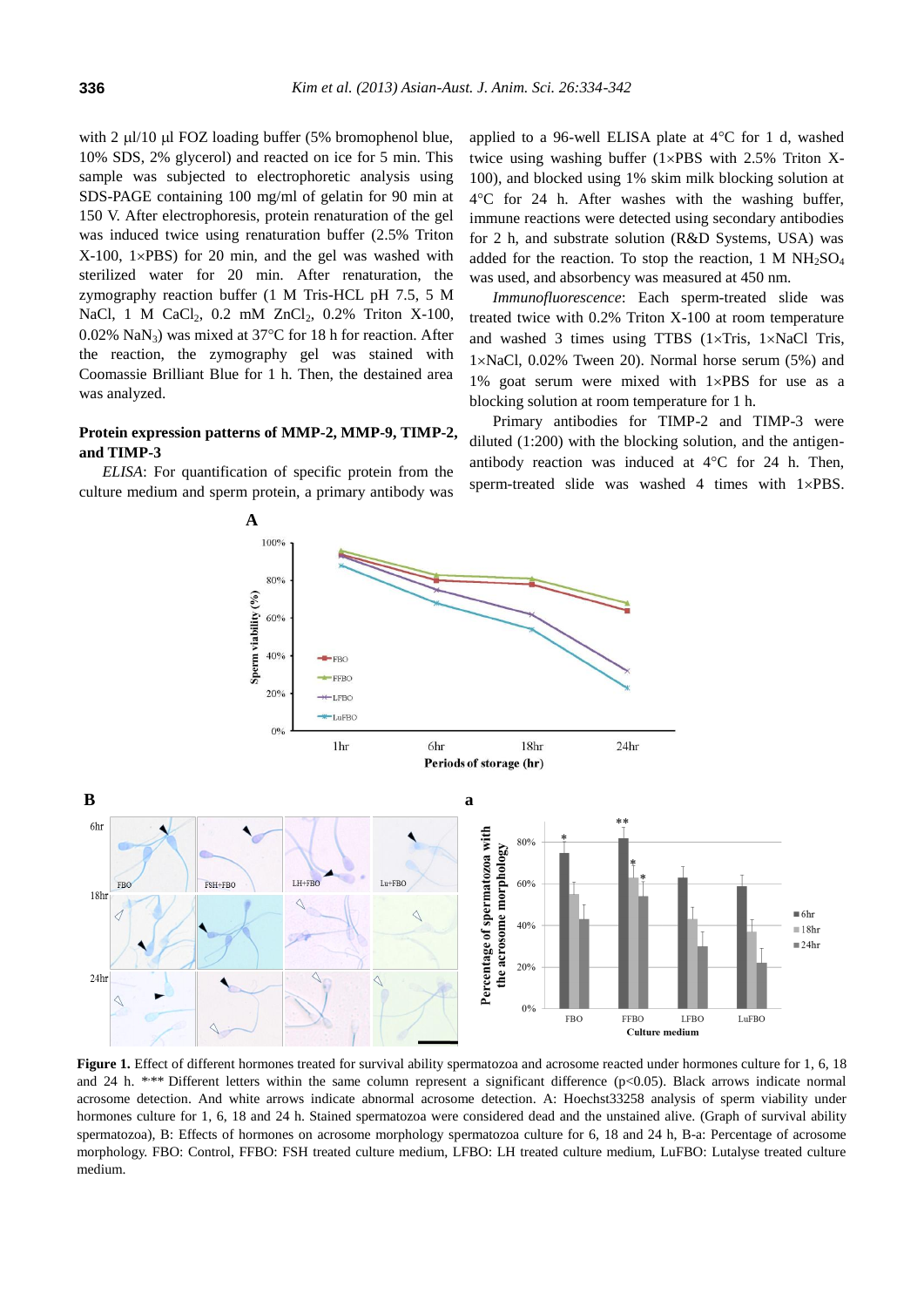with 2 μl/10 μl FOZ loading buffer (5% bromophenol blue, 10% SDS, 2% glycerol) and reacted on ice for 5 min. This sample was subjected to electrophoretic analysis using SDS-PAGE containing 100 mg/ml of gelatin for 90 min at 150 V. After electrophoresis, protein renaturation of the gel was induced twice using renaturation buffer (2.5% Triton X-100, 1×PBS) for 20 min, and the gel was washed with sterilized water for 20 min. After renaturation, the zymography reaction buffer (1 M Tris-HCL pH 7.5, 5 M NaCl, 1 M $CaCl_2$, 0.2 mM $ZnCl_2$, 0.2% Triton X-100, 0.02% $NaN_3$) was mixed at 37°C for 18 h for reaction. After the reaction, the zymography gel was stained with Coomassie Brilliant Blue for 1 h. Then, the destained area was analyzed.

### Protein expression patterns of MMP-2, MMP-9, TIMP-2, and TIMP-3

*ELISA*: For quantification of specific protein from the culture medium and sperm protein, a primary antibody was applied to a 96-well ELISA plate at 4°C for 1 d, washed twice using washing buffer (1×PBS with 2.5% Triton X-100), and blocked using 1% skim milk blocking solution at 4°C for 24 h. After washes with the washing buffer, immune reactions were detected using secondary antibodies for 2 h, and substrate solution (R&D Systems, USA) was added for the reaction. To stop the reaction, 1 M $NH_2SO_4$ was used, and absorbency was measured at 450 nm.

*Immunofluorescence*: Each sperm-treated slide was treated twice with 0.2% Triton X-100 at room temperature and washed 3 times using TTBS (1×Tris, 1×NaCl Tris, 1×NaCl, 0.02% Tween 20). Normal horse serum (5%) and 1% goat serum were mixed with 1×PBS for use as a blocking solution at room temperature for 1 h.

Primary antibodies for TIMP-2 and TIMP-3 were diluted (1:200) with the blocking solution, and the antigen-antibody reaction was induced at 4°C for 24 h. Then, sperm-treated slide was washed 4 times with 1×PBS.

**Figure 1.** Effect of different hormones treated for survival ability spermatozoa and acrosome reacted under hormones culture for 1, 6, 18 and 24 h. *,** Different letters within the same column represent a significant difference (p<0.05). Black arrows indicate normal acrosome detection. And white arrows indicate abnormal acrosome detection. A: Hoechst33258 analysis of sperm viability under hormones culture for 1, 6, 18 and 24 h. Stained spermatozoa were considered dead and the unstained alive. (Graph of survival ability spermatozoa), B: Effects of hormones on acrosome morphology spermatozoa culture for 6, 18 and 24 h, B-a: Percentage of acrosome morphology. FBO: Control, FFBO: FSH treated culture medium, LFBO: LH treated culture medium, LuFBO: Lutalyse treated culture medium.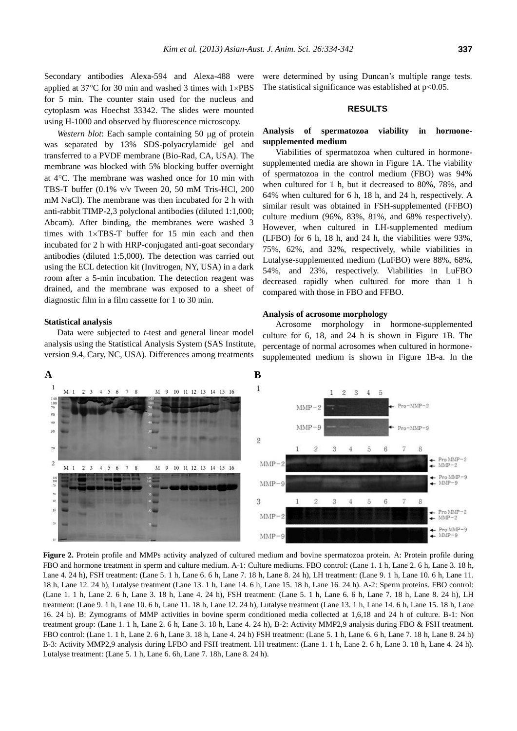Secondary antibodies Alexa-594 and Alexa-488 were applied at 37°C for 30 min and washed 3 times with 1×PBS for 5 min. The counter stain used for the nucleus and cytoplasm was Hoechst 33342. The slides were mounted using H-1000 and observed by fluorescence microscopy.

*Western blot*: Each sample containing 50 μg of protein was separated by 13% SDS-polyacrylamide gel and transferred to a PVDF membrane (Bio-Rad, CA, USA). The membrane was blocked with 5% blocking buffer overnight at 4°C. The membrane was washed once for 10 min with TBS-T buffer (0.1% v/v Tween 20, 50 mM Tris-HCl, 200 mM NaCl). The membrane was then incubated for 2 h with anti-rabbit TIMP-2,3 polyclonal antibodies (diluted 1:1,000; Abcam). After binding, the membranes were washed 3 times with 1×TBS-T buffer for 15 min each and then incubated for 2 h with HRP-conjugated anti-goat secondary antibodies (diluted 1:5,000). The detection was carried out using the ECL detection kit (Invitrogen, NY, USA) in a dark room after a 5-min incubation. The detection reagent was drained, and the membrane was exposed to a sheet of diagnostic film in a film cassette for 1 to 30 min.

### Statistical analysis

Data were subjected to *t*-test and general linear model analysis using the Statistical Analysis System (SAS Institute, version 9.4, Cary, NC, USA). Differences among treatments were determined by using Duncan's multiple range tests. The statistical significance was established at $p<0.05$.

## RESULTS

### Analysis of spermatozoa viability in hormone-supplemented medium

Viabilities of spermatozoa when cultured in hormone-supplemented media are shown in Figure 1A. The viability of spermatozoa in the control medium (FBO) was 94% when cultured for 1 h, but it decreased to 80%, 78%, and 64% when cultured for 6 h, 18 h, and 24 h, respectively. A similar result was obtained in FSH-supplemented (FFBO) culture medium (96%, 83%, 81%, and 68% respectively). However, when cultured in LH-supplemented medium (LFBO) for 6 h, 18 h, and 24 h, the viabilities were 93%, 75%, 62%, and 32%, respectively, while viabilities in Lutalyse-supplemented medium (LuFBO) were 88%, 68%, 54%, and 23%, respectively. Viabilities in LuFBO decreased rapidly when cultured for more than 1 h compared with those in FBO and FFBO.

### Analysis of acrosome morphology

Acrosome morphology in hormone-supplemented culture for 6, 18, and 24 h is shown in Figure 1B. The percentage of normal acrosomes when cultured in hormone-supplemented medium is shown in Figure 1B-a. In the

**Figure 2.** Protein profile and MMPs activity analyzed of cultured medium and bovine spermatozoa protein. A: Protein profile during FBO and hormone treatment in sperm and culture medium. A-1: Culture mediums. FBO control: (Lane 1. 1 h, Lane 2. 6 h, Lane 3. 18 h, Lane 4. 24 h), FSH treatment: (Lane 5. 1 h, Lane 6. 6 h, Lane 7. 18 h, Lane 8. 24 h), LH treatment: (Lane 9. 1 h, Lane 10. 6 h, Lane 11. 18 h, Lane 12. 24 h), Lutalyse treatment (Lane 13. 1 h, Lane 14. 6 h, Lane 15. 18 h, Lane 16. 24 h). A-2: Sperm proteins. FBO control: (Lane 1. 1 h, Lane 2. 6 h, Lane 3. 18 h, Lane 4. 24 h), FSH treatment: (Lane 5. 1 h, Lane 6. 6 h, Lane 7. 18 h, Lane 8. 24 h), LH treatment: (Lane 9. 1 h, Lane 10. 6 h, Lane 11. 18 h, Lane 12. 24 h), Lutalyse treatment (Lane 13. 1 h, Lane 14. 6 h, Lane 15. 18 h, Lane 16. 24 h). B: Zymograms of MMP activities in bovine sperm conditioned media collected at 1,6,18 and 24 h of culture. B-1: Non treatment group: (Lane 1. 1 h, Lane 2. 6 h, Lane 3. 18 h, Lane 4. 24 h), B-2: Activity MMP2,9 analysis during FBO & FSH treatment. FBO control: (Lane 1. 1 h, Lane 2. 6 h, Lane 3. 18 h, Lane 4. 24 h) FSH treatment: (Lane 5. 1 h, Lane 6. 6 h, Lane 7. 18 h, Lane 8. 24 h) B-3: Activity MMP2,9 analysis during LFBO and FSH treatment. LH treatment: (Lane 1. 1 h, Lane 2. 6 h, Lane 3. 18 h, Lane 4. 24 h). Lutalyse treatment: (Lane 5. 1 h, Lane 6. 6h, Lane 7. 18h, Lane 8. 24 h).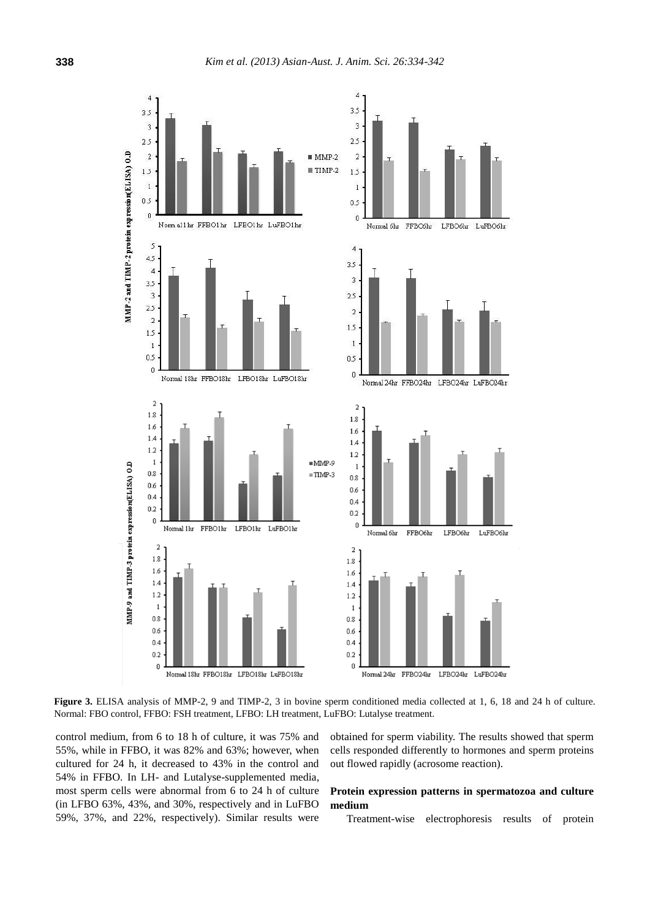**Figure 3.** ELISA analysis of MMP-2, 9 and TIMP-2, 3 in bovine sperm conditioned media collected at 1, 6, 18 and 24 h of culture. Normal: FBO control, FFBO: FSH treatment, LFBO: LH treatment, LuFBO: Lutalyse treatment.

control medium, from 6 to 18 h of culture, it was 75% and 55%, while in FFBO, it was 82% and 63%; however, when cultured for 24 h, it decreased to 43% in the control and 54% in FFBO. In LH- and Lutalyse-supplemented media, most sperm cells were abnormal from 6 to 24 h of culture (in LFBO 63%, 43%, and 30%, respectively and in LuFBO 59%, 37%, and 22%, respectively). Similar results were obtained for sperm viability. The results showed that sperm cells responded differently to hormones and sperm proteins out flowed rapidly (acrosome reaction).

### Protein expression patterns in spermatozoa and culture medium

Treatment-wise electrophoresis results of protein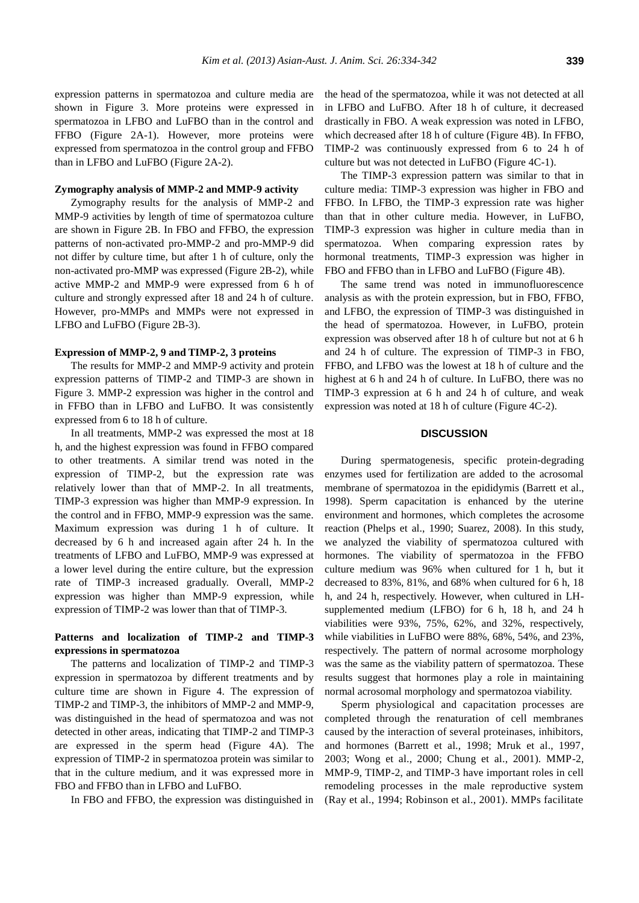expression patterns in spermatozoa and culture media are shown in Figure 3. More proteins were expressed in spermatozoa in LFBO and LuFBO than in the control and FFBO (Figure 2A-1). However, more proteins were expressed from spermatozoa in the control group and FFBO than in LFBO and LuFBO (Figure 2A-2).

**Zymography analysis of MMP-2 and MMP-9 activity**

Zymography results for the analysis of MMP-2 and MMP-9 activities by length of time of spermatozoa culture are shown in Figure 2B. In FBO and FFBO, the expression patterns of non-activated pro-MMP-2 and pro-MMP-9 did not differ by culture time, but after 1 h of culture, only the non-activated pro-MMP was expressed (Figure 2B-2), while active MMP-2 and MMP-9 were expressed from 6 h of culture and strongly expressed after 18 and 24 h of culture. However, pro-MMPs and MMPs were not expressed in LFBO and LuFBO (Figure 2B-3).

**Expression of MMP-2, 9 and TIMP-2, 3 proteins**

The results for MMP-2 and MMP-9 activity and protein expression patterns of TIMP-2 and TIMP-3 are shown in Figure 3. MMP-2 expression was higher in the control and in FFBO than in LFBO and LuFBO. It was consistently expressed from 6 to 18 h of culture.

In all treatments, MMP-2 was expressed the most at 18 h, and the highest expression was found in FFBO compared to other treatments. A similar trend was noted in the expression of TIMP-2, but the expression rate was relatively lower than that of MMP-2. In all treatments, TIMP-3 expression was higher than MMP-9 expression. In the control and in FFBO, MMP-9 expression was the same. Maximum expression was during 1 h of culture. It decreased by 6 h and increased again after 24 h. In the treatments of LFBO and LuFBO, MMP-9 was expressed at a lower level during the entire culture, but the expression rate of TIMP-3 increased gradually. Overall, MMP-2 expression was higher than MMP-9 expression, while expression of TIMP-2 was lower than that of TIMP-3.

**Patterns and localization of TIMP-2 and TIMP-3 expressions in spermatozoa**

The patterns and localization of TIMP-2 and TIMP-3 expression in spermatozoa by different treatments and by culture time are shown in Figure 4. The expression of TIMP-2 and TIMP-3, the inhibitors of MMP-2 and MMP-9, was distinguished in the head of spermatozoa and was not detected in other areas, indicating that TIMP-2 and TIMP-3 are expressed in the sperm head (Figure 4A). The expression of TIMP-2 in spermatozoa protein was similar to that in the culture medium, and it was expressed more in FBO and FFBO than in LFBO and LuFBO.

In FBO and FFBO, the expression was distinguished in the head of the spermatozoa, while it was not detected at all in LFBO and LuFBO. After 18 h of culture, it decreased drastically in FBO. A weak expression was noted in LFBO, which decreased after 18 h of culture (Figure 4B). In FFBO, TIMP-2 was continuously expressed from 6 to 24 h of culture but was not detected in LuFBO (Figure 4C-1).

The TIMP-3 expression pattern was similar to that in culture media: TIMP-3 expression was higher in FBO and FFBO. In LFBO, the TIMP-3 expression rate was higher than that in other culture media. However, in LuFBO, TIMP-3 expression was higher in culture media than in spermatozoa. When comparing expression rates by hormonal treatments, TIMP-3 expression was higher in FBO and FFBO than in LFBO and LuFBO (Figure 4B).

The same trend was noted in immunofluorescence analysis as with the protein expression, but in FBO, FFBO, and LFBO, the expression of TIMP-3 was distinguished in the head of spermatozoa. However, in LuFBO, protein expression was observed after 18 h of culture but not at 6 h and 24 h of culture. The expression of TIMP-3 in FBO, FFBO, and LFBO was the lowest at 18 h of culture and the highest at 6 h and 24 h of culture. In LuFBO, there was no TIMP-3 expression at 6 h and 24 h of culture, and weak expression was noted at 18 h of culture (Figure 4C-2).

## DISCUSSION

During spermatogenesis, specific protein-degrading enzymes used for fertilization are added to the acrosomal membrane of spermatozoa in the epididymis (Barrett et al., 1998). Sperm capacitation is enhanced by the uterine environment and hormones, which completes the acrosome reaction (Phelps et al., 1990; Suarez, 2008). In this study, we analyzed the viability of spermatozoa cultured with hormones. The viability of spermatozoa in the FFBO culture medium was 96% when cultured for 1 h, but it decreased to 83%, 81%, and 68% when cultured for 6 h, 18 h, and 24 h, respectively. However, when cultured in LH-supplemented medium (LFBO) for 6 h, 18 h, and 24 h viabilities were 93%, 75%, 62%, and 32%, respectively, while viabilities in LuFBO were 88%, 68%, 54%, and 23%, respectively. The pattern of normal acrosome morphology was the same as the viability pattern of spermatozoa. These results suggest that hormones play a role in maintaining normal acrosomal morphology and spermatozoa viability.

Sperm physiological and capacitation processes are completed through the renaturation of cell membranes caused by the interaction of several proteinases, inhibitors, and hormones (Barrett et al., 1998; Mruk et al., 1997, 2003; Wong et al., 2000; Chung et al., 2001). MMP-2, MMP-9, TIMP-2, and TIMP-3 have important roles in cell remodeling processes in the male reproductive system (Ray et al., 1994; Robinson et al., 2001). MMPs facilitate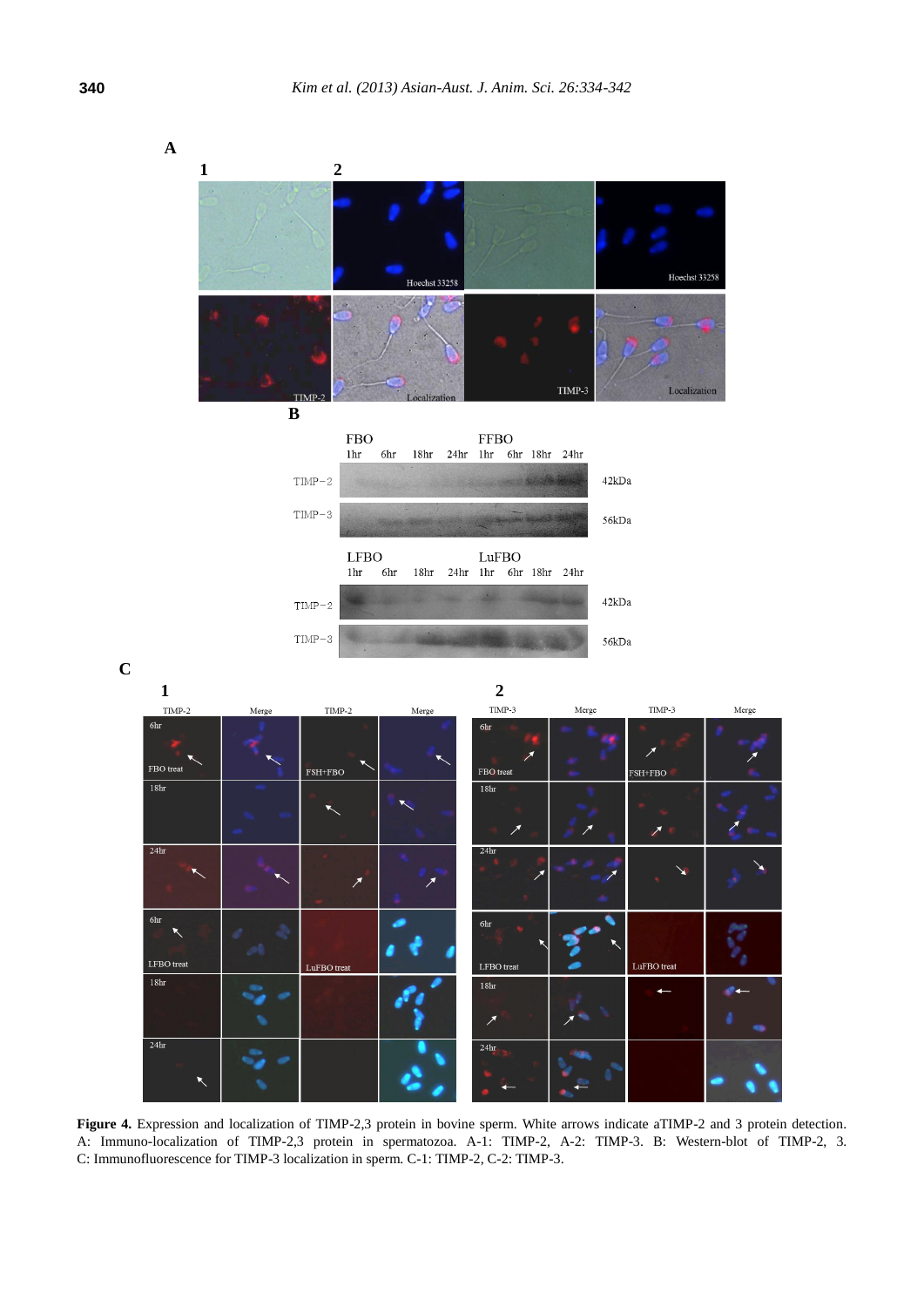**Figure 4.** Expression and localization of TIMP-2,3 protein in bovine sperm. White arrows indicate aTIMP-2 and 3 protein detection. A: Immuno-localization of TIMP-2,3 protein in spermatozoa. A-1: TIMP-2, A-2: TIMP-3. B: Western-blot of TIMP-2, 3. C: Immunofluorescence for TIMP-3 localization in sperm. C-1: TIMP-2, C-2: TIMP-3.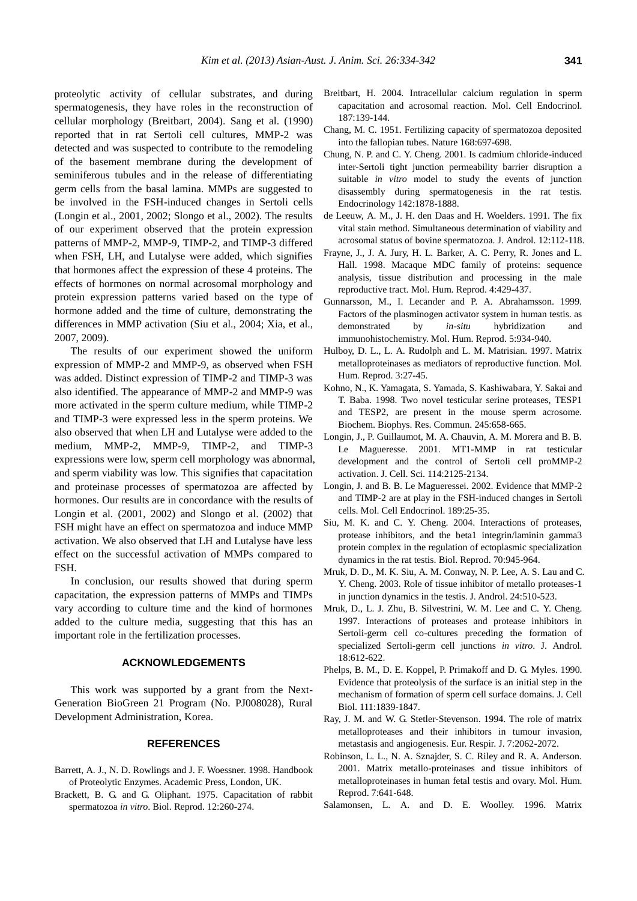proteolytic activity of cellular substrates, and during spermatogenesis, they have roles in the reconstruction of cellular morphology (Breitbart, 2004). Sang et al. (1990) reported that in rat Sertoli cell cultures, MMP-2 was detected and was suspected to contribute to the remodeling of the basement membrane during the development of seminiferous tubules and in the release of differentiating germ cells from the basal lamina. MMPs are suggested to be involved in the FSH-induced changes in Sertoli cells (Longin et al., 2001, 2002; Slongo et al., 2002). The results of our experiment observed that the protein expression patterns of MMP-2, MMP-9, TIMP-2, and TIMP-3 differed when FSH, LH, and Lutalyse were added, which signifies that hormones affect the expression of these 4 proteins. The effects of hormones on normal acrosomal morphology and protein expression patterns varied based on the type of hormone added and the time of culture, demonstrating the differences in MMP activation (Siu et al., 2004; Xia, et al., 2007, 2009).

The results of our experiment showed the uniform expression of MMP-2 and MMP-9, as observed when FSH was added. Distinct expression of TIMP-2 and TIMP-3 was also identified. The appearance of MMP-2 and MMP-9 was more activated in the sperm culture medium, while TIMP-2 and TIMP-3 were expressed less in the sperm proteins. We also observed that when LH and Lutalyse were added to the medium, MMP-2, MMP-9, TIMP-2, and TIMP-3 expressions were low, sperm cell morphology was abnormal, and sperm viability was low. This signifies that capacitation and proteinase processes of spermatozoa are affected by hormones. Our results are in concordance with the results of Longin et al. (2001, 2002) and Slongo et al. (2002) that FSH might have an effect on spermatozoa and induce MMP activation. We also observed that LH and Lutalyse have less effect on the successful activation of MMPs compared to FSH.

In conclusion, our results showed that during sperm capacitation, the expression patterns of MMPs and TIMPs vary according to culture time and the kind of hormones added to the culture media, suggesting that this has an important role in the fertilization processes.

## ACKNOWLEDGEMENTS

This work was supported by a grant from the Next-Generation BioGreen 21 Program (No. PJ008028), Rural Development Administration, Korea.

## REFERENCES

Barrett, A. J., N. D. Rowlings and J. F. Woessner. 1998. Handbook of Proteolytic Enzymes. Academic Press, London, UK.

Brackett, B. G. and G. Oliphant. 1975. Capacitation of rabbit spermatozoa *in vitro*. Biol. Reprod. 12:260-274.

Breitbart, H. 2004. Intracellular calcium regulation in sperm capacitation and acrosomal reaction. Mol. Cell Endocrinol. 187:139-144.

Chang, M. C. 1951. Fertilizing capacity of spermatozoa deposited into the fallopian tubes. Nature 168:697-698.

Chung, N. P. and C. Y. Cheng. 2001. Is cadmium chloride-induced inter-Sertoli tight junction permeability barrier disruption a suitable *in vitro* model to study the events of junction disassembly during spermatogenesis in the rat testis. Endocrinology 142:1878-1888.

de Leeuw, A. M., J. H. den Daas and H. Woelders. 1991. The fix vital stain method. Simultaneous determination of viability and acrosomal status of bovine spermatozoa. J. Androl. 12:112-118.

Frayne, J., J. A. Jury, H. L. Barker, A. C. Perry, R. Jones and L. Hall. 1998. Macaque MDC family of proteins: sequence analysis, tissue distribution and processing in the male reproductive tract. Mol. Hum. Reprod. 4:429-437.

Gunnarsson, M., I. Lecander and P. A. Abrahamsson. 1999. Factors of the plasminogen activator system in human testis. as demonstrated by *in-situ* hybridization and immunohistochemistry. Mol. Hum. Reprod. 5:934-940.

Hulboy, D. L., L. A. Rudolph and L. M. Matrisian. 1997. Matrix metalloproteinases as mediators of reproductive function. Mol. Hum. Reprod. 3:27-45.

Kohno, N., K. Yamagata, S. Yamada, S. Kashiwabara, Y. Sakai and T. Baba. 1998. Two novel testicular serine proteases, TESP1 and TESP2, are present in the mouse sperm acrosome. Biochem. Biophys. Res. Commun. 245:658-665.

Longin, J., P. Guillaumot, M. A. Chauvin, A. M. Morera and B. B. Le Magueresse. 2001. MT1-MMP in rat testicular development and the control of Sertoli cell proMMP-2 activation. J. Cell. Sci. 114:2125-2134.

Longin, J. and B. B. Le Magueressei. 2002. Evidence that MMP-2 and TIMP-2 are at play in the FSH-induced changes in Sertoli cells. Mol. Cell Endocrinol. 189:25-35.

Siu, M. K. and C. Y. Cheng. 2004. Interactions of proteases, protease inhibitors, and the beta1 integrin/laminin gamma3 protein complex in the regulation of ectoplasmic specialization dynamics in the rat testis. Biol. Reprod. 70:945-964.

Mruk, D. D., M. K. Siu, A. M. Conway, N. P. Lee, A. S. Lau and C. Y. Cheng. 2003. Role of tissue inhibitor of metallo proteases-1 in junction dynamics in the testis. J. Androl. 24:510-523.

Mruk, D., L. J. Zhu, B. Silvestrini, W. M. Lee and C. Y. Cheng. 1997. Interactions of proteases and protease inhibitors in Sertoli-germ cell co-cultures preceding the formation of specialized Sertoli-germ cell junctions *in vitro*. J. Androl. 18:612-622.

Phelps, B. M., D. E. Koppel, P. Primakoff and D. G. Myles. 1990. Evidence that proteolysis of the surface is an initial step in the mechanism of formation of sperm cell surface domains. J. Cell Biol. 111:1839-1847.

Ray, J. M. and W. G. Stetler-Stevenson. 1994. The role of matrix metalloproteases and their inhibitors in tumour invasion, metastasis and angiogenesis. Eur. Respir. J. 7:2062-2072.

Robinson, L. L., N. A. Sznajder, S. C. Riley and R. A. Anderson. 2001. Matrix metallo-proteinases and tissue inhibitors of metalloproteinases in human fetal testis and ovary. Mol. Hum. Reprod. 7:641-648.

Salamonsen, L. A. and D. E. Woolley. 1996. Matrix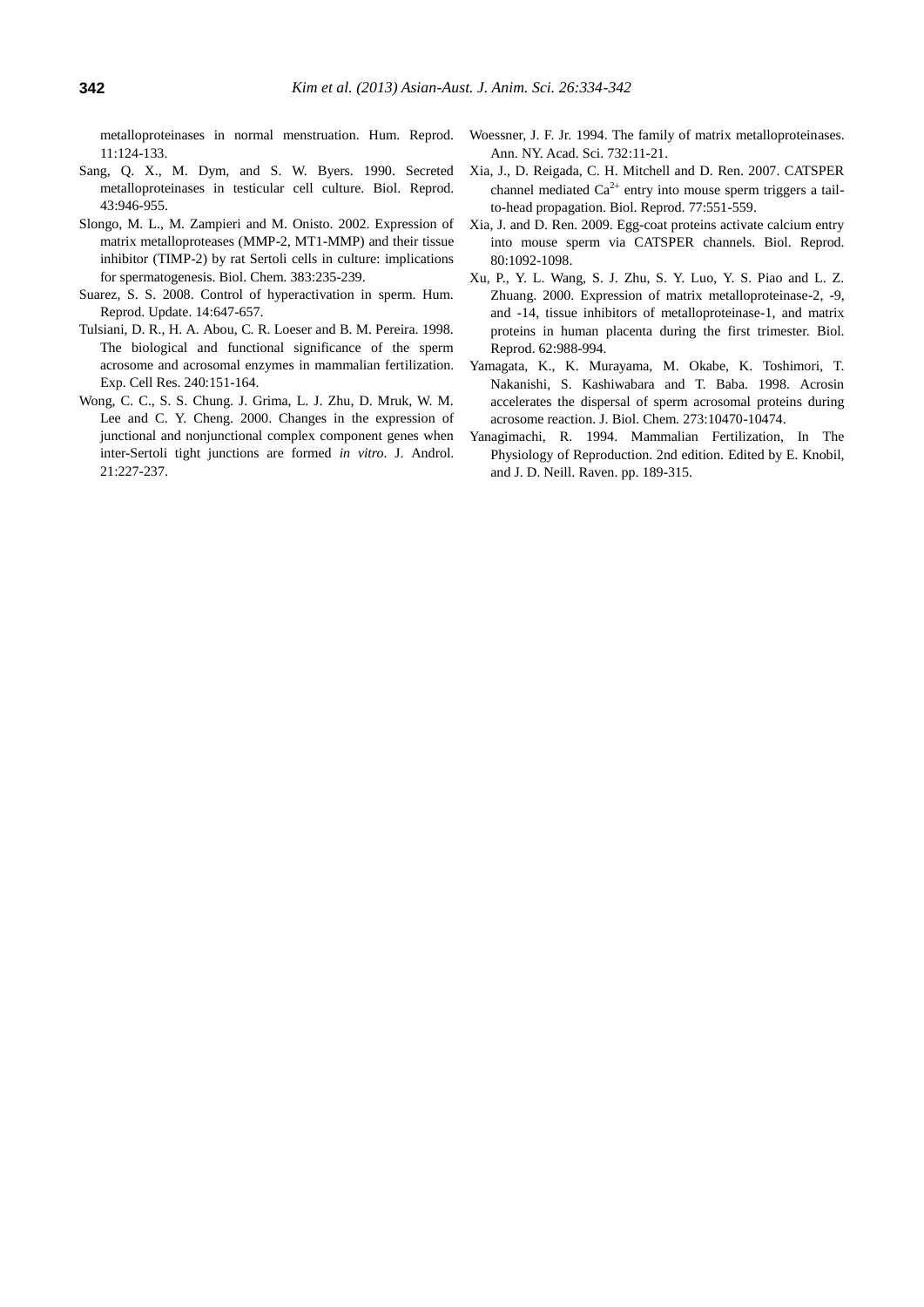metalloproteinases in normal menstruation. Hum. Reprod. 11:124-133.

Sang, Q. X., M. Dym, and S. W. Byers. 1990. Secreted metalloproteinases in testicular cell culture. Biol. Reprod. 43:946-955.

Slongo, M. L., M. Zampieri and M. Onisto. 2002. Expression of matrix metalloproteases (MMP-2, MT1-MMP) and their tissue inhibitor (TIMP-2) by rat Sertoli cells in culture: implications for spermatogenesis. Biol. Chem. 383:235-239.

Suarez, S. S. 2008. Control of hyperactivation in sperm. Hum. Reprod. Update. 14:647-657.

Tulsiani, D. R., H. A. Abou, C. R. Loeser and B. M. Pereira. 1998. The biological and functional significance of the sperm acrosome and acrosomal enzymes in mammalian fertilization. Exp. Cell Res. 240:151-164.

Wong, C. C., S. S. Chung. J. Grima, L. J. Zhu, D. Mruk, W. M. Lee and C. Y. Cheng. 2000. Changes in the expression of junctional and nonjunctional complex component genes when inter-Sertoli tight junctions are formed *in vitro*. J. Androl. 21:227-237.

Woessner, J. F. Jr. 1994. The family of matrix metalloproteinases. Ann. NY. Acad. Sci. 732:11-21.

Xia, J., D. Reigada, C. H. Mitchell and D. Ren. 2007. CATSPER channel mediated $Ca^{2+}$ entry into mouse sperm triggers a tail-to-head propagation. Biol. Reprod. 77:551-559.

Xia, J. and D. Ren. 2009. Egg-coat proteins activate calcium entry into mouse sperm via CATSPER channels. Biol. Reprod. 80:1092-1098.

Xu, P., Y. L. Wang, S. J. Zhu, S. Y. Luo, Y. S. Piao and L. Z. Zhuang. 2000. Expression of matrix metalloproteinase-2, -9, and -14, tissue inhibitors of metalloproteinase-1, and matrix proteins in human placenta during the first trimester. Biol. Reprod. 62:988-994.

Yamagata, K., K. Murayama, M. Okabe, K. Toshimori, T. Nakanishi, S. Kashiwabara and T. Baba. 1998. Acrosin accelerates the dispersal of sperm acrosomal proteins during acrosome reaction. J. Biol. Chem. 273:10470-10474.

Yanagimachi, R. 1994. Mammalian Fertilization, In The Physiology of Reproduction. 2nd edition. Edited by E. Knobil, and J. D. Neill. Raven. pp. 189-315.